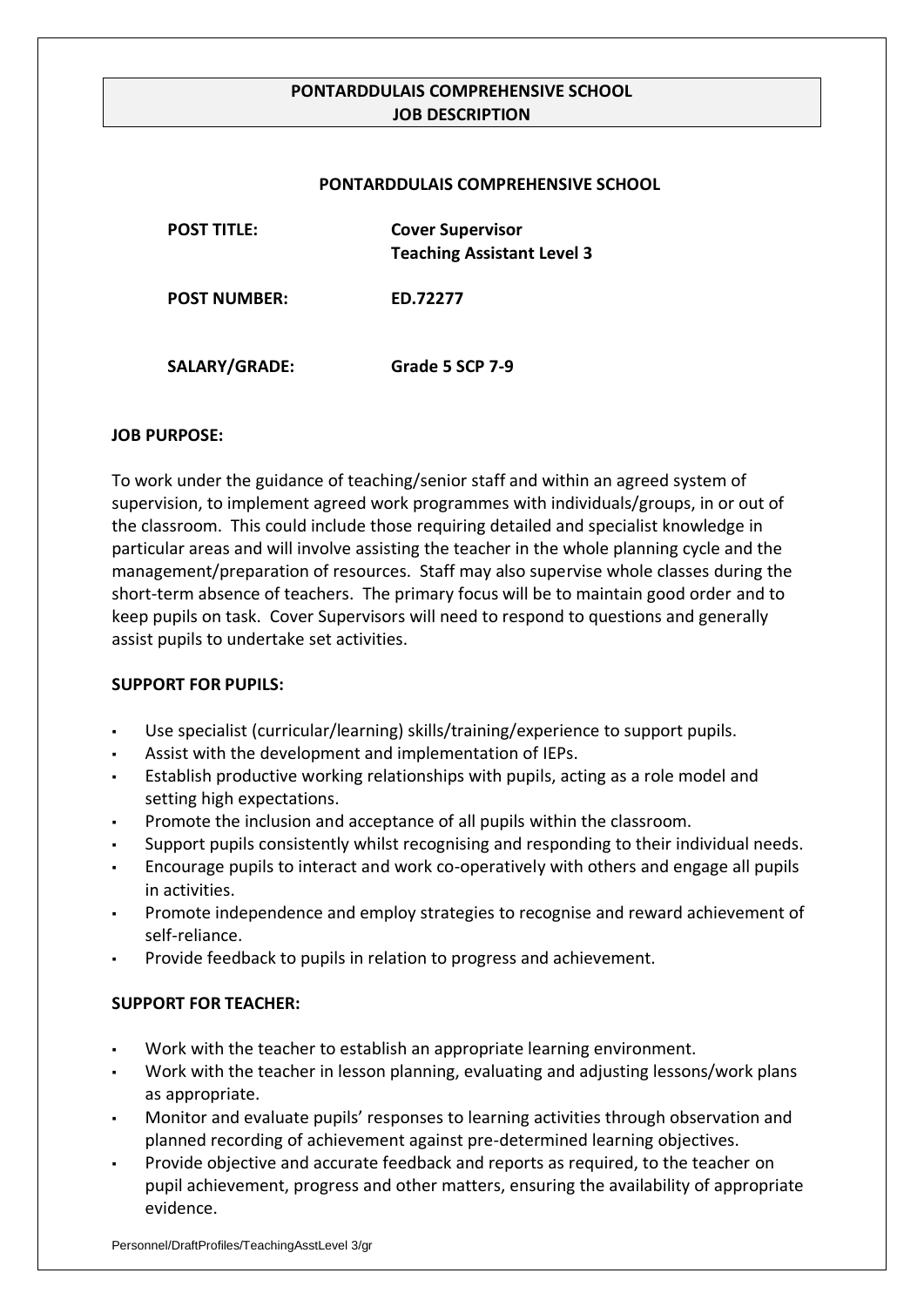# PONTARDDULAIS COMPREHENSIVE SCHOOL
## JOB DESCRIPTION

**PONTARDDULAIS COMPREHENSIVE SCHOOL**

| | |
|---|---|
| **POST TITLE:** | **Cover Supervisor**<br>**Teaching Assistant Level 3** |
| **POST NUMBER:** | **ED.72277** |
| **SALARY/GRADE:** | **Grade 5 SCP 7-9** |

**JOB PURPOSE:**

To work under the guidance of teaching/senior staff and within an agreed system of supervision, to implement agreed work programmes with individuals/groups, in or out of the classroom. This could include those requiring detailed and specialist knowledge in particular areas and will involve assisting the teacher in the whole planning cycle and the management/preparation of resources. Staff may also supervise whole classes during the short-term absence of teachers. The primary focus will be to maintain good order and to keep pupils on task. Cover Supervisors will need to respond to questions and generally assist pupils to undertake set activities.

**SUPPORT FOR PUPILS:**

- Use specialist (curricular/learning) skills/training/experience to support pupils.
- Assist with the development and implementation of IEPs.
- Establish productive working relationships with pupils, acting as a role model and setting high expectations.
- Promote the inclusion and acceptance of all pupils within the classroom.
- Support pupils consistently whilst recognising and responding to their individual needs.
- Encourage pupils to interact and work co-operatively with others and engage all pupils in activities.
- Promote independence and employ strategies to recognise and reward achievement of self-reliance.
- Provide feedback to pupils in relation to progress and achievement.

**SUPPORT FOR TEACHER:**

- Work with the teacher to establish an appropriate learning environment.
- Work with the teacher in lesson planning, evaluating and adjusting lessons/work plans as appropriate.
- Monitor and evaluate pupils' responses to learning activities through observation and planned recording of achievement against pre-determined learning objectives.
- Provide objective and accurate feedback and reports as required, to the teacher on pupil achievement, progress and other matters, ensuring the availability of appropriate evidence.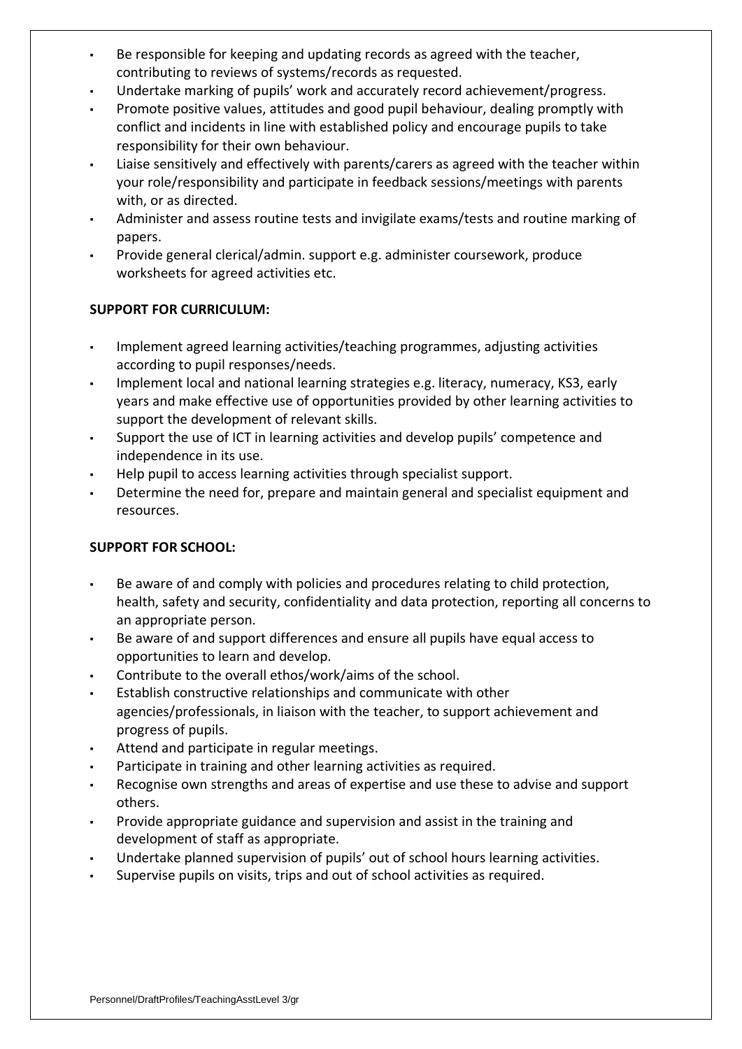- Be responsible for keeping and updating records as agreed with the teacher, contributing to reviews of systems/records as requested.
- Undertake marking of pupils' work and accurately record achievement/progress.
- Promote positive values, attitudes and good pupil behaviour, dealing promptly with conflict and incidents in line with established policy and encourage pupils to take responsibility for their own behaviour.
- Liaise sensitively and effectively with parents/carers as agreed with the teacher within your role/responsibility and participate in feedback sessions/meetings with parents with, or as directed.
- Administer and assess routine tests and invigilate exams/tests and routine marking of papers.
- Provide general clerical/admin. support e.g. administer coursework, produce worksheets for agreed activities etc.

**SUPPORT FOR CURRICULUM:**

- Implement agreed learning activities/teaching programmes, adjusting activities according to pupil responses/needs.
- Implement local and national learning strategies e.g. literacy, numeracy, KS3, early years and make effective use of opportunities provided by other learning activities to support the development of relevant skills.
- Support the use of ICT in learning activities and develop pupils' competence and independence in its use.
- Help pupil to access learning activities through specialist support.
- Determine the need for, prepare and maintain general and specialist equipment and resources.

**SUPPORT FOR SCHOOL:**

- Be aware of and comply with policies and procedures relating to child protection, health, safety and security, confidentiality and data protection, reporting all concerns to an appropriate person.
- Be aware of and support differences and ensure all pupils have equal access to opportunities to learn and develop.
- Contribute to the overall ethos/work/aims of the school.
- Establish constructive relationships and communicate with other agencies/professionals, in liaison with the teacher, to support achievement and progress of pupils.
- Attend and participate in regular meetings.
- Participate in training and other learning activities as required.
- Recognise own strengths and areas of expertise and use these to advise and support others.
- Provide appropriate guidance and supervision and assist in the training and development of staff as appropriate.
- Undertake planned supervision of pupils' out of school hours learning activities.
- Supervise pupils on visits, trips and out of school activities as required.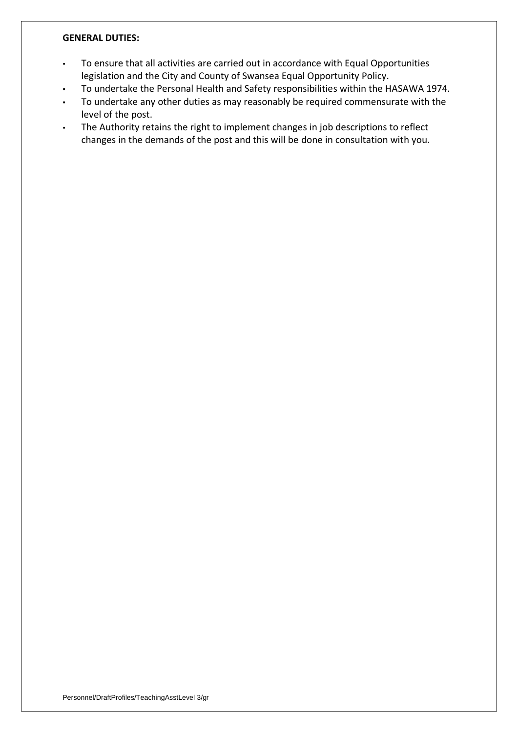**GENERAL DUTIES:**

- To ensure that all activities are carried out in accordance with Equal Opportunities legislation and the City and County of Swansea Equal Opportunity Policy.
- To undertake the Personal Health and Safety responsibilities within the HASAWA 1974.
- To undertake any other duties as may reasonably be required commensurate with the level of the post.
- The Authority retains the right to implement changes in job descriptions to reflect changes in the demands of the post and this will be done in consultation with you.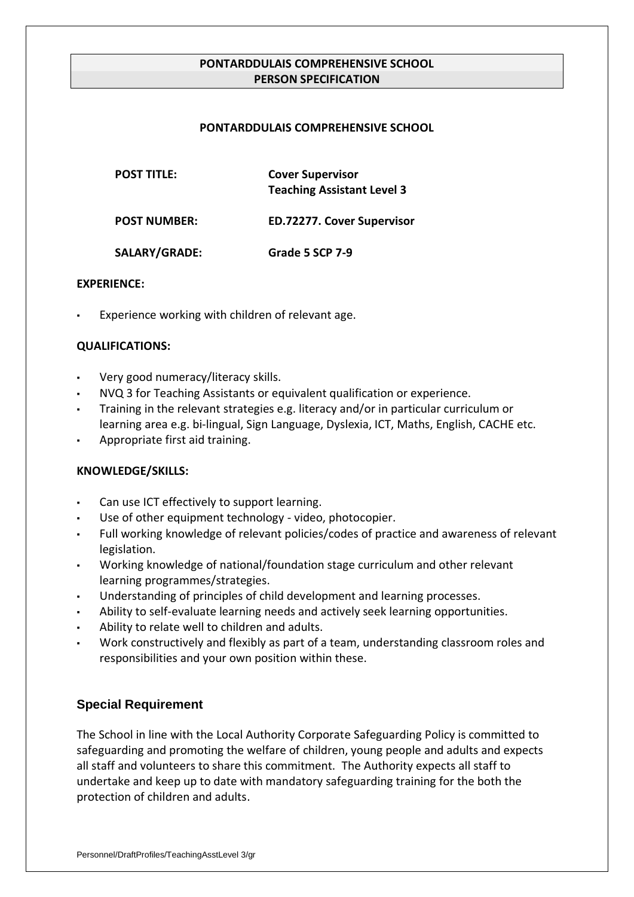# PONTARDDULAIS COMPREHENSIVE SCHOOL
## PERSON SPECIFICATION

**PONTARDDULAIS COMPREHENSIVE SCHOOL**

| | |
|---|---|
| **POST TITLE:** | **Cover Supervisor**<br>**Teaching Assistant Level 3** |
| **POST NUMBER:** | **ED.72277. Cover Supervisor** |
| **SALARY/GRADE:** | **Grade 5 SCP 7-9** |

**EXPERIENCE:**

- Experience working with children of relevant age.

**QUALIFICATIONS:**

- Very good numeracy/literacy skills.
- NVQ 3 for Teaching Assistants or equivalent qualification or experience.
- Training in the relevant strategies e.g. literacy and/or in particular curriculum or learning area e.g. bi-lingual, Sign Language, Dyslexia, ICT, Maths, English, CACHE etc.
- Appropriate first aid training.

**KNOWLEDGE/SKILLS:**

- Can use ICT effectively to support learning.
- Use of other equipment technology - video, photocopier.
- Full working knowledge of relevant policies/codes of practice and awareness of relevant legislation.
- Working knowledge of national/foundation stage curriculum and other relevant learning programmes/strategies.
- Understanding of principles of child development and learning processes.
- Ability to self-evaluate learning needs and actively seek learning opportunities.
- Ability to relate well to children and adults.
- Work constructively and flexibly as part of a team, understanding classroom roles and responsibilities and your own position within these.

### Special Requirement

The School in line with the Local Authority Corporate Safeguarding Policy is committed to safeguarding and promoting the welfare of children, young people and adults and expects all staff and volunteers to share this commitment. The Authority expects all staff to undertake and keep up to date with mandatory safeguarding training for the both the protection of children and adults.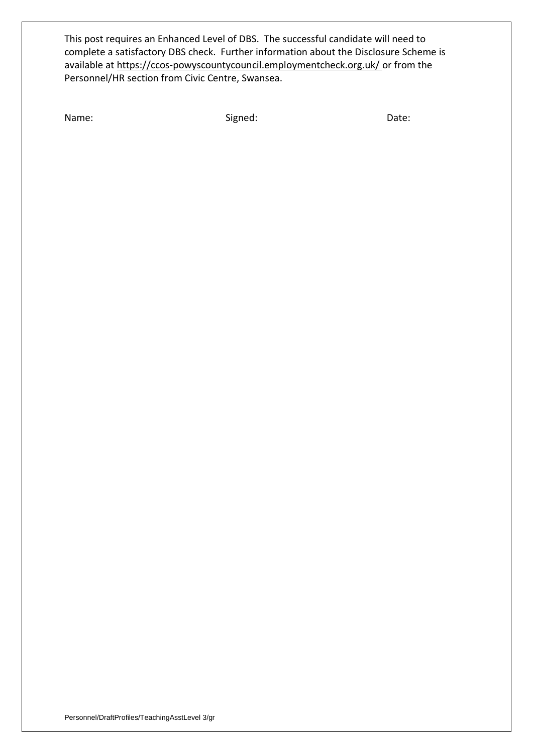This post requires an Enhanced Level of DBS. The successful candidate will need to complete a satisfactory DBS check. Further information about the Disclosure Scheme is available at https://ccos-powyscountycouncil.employmentcheck.org.uk/ or from the Personnel/HR section from Civic Centre, Swansea.

Name: Signed: Date:

Personnel/DraftProfiles/TeachingAsstLevel 3/gr